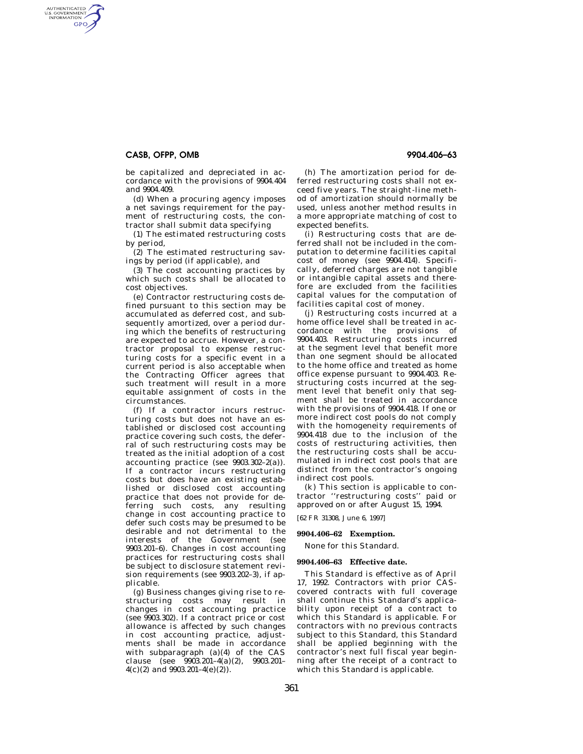be capitalized and depreciated in accordance with the provisions of 9904.404 and 9904.409.

(d) When a procuring agency imposes a net savings requirement for the payment of restructuring costs, the contractor shall submit data specifying

(1) The estimated restructuring costs by period,

(2) The estimated restructuring savings by period (if applicable), and

(3) The cost accounting practices by which such costs shall be allocated to cost objectives.

(e) Contractor restructuring costs defined pursuant to this section may be accumulated as deferred cost, and subsequently amortized, over a period during which the benefits of restructuring are expected to accrue. However, a contractor proposal to expense restructuring costs for a specific event in a current period is also acceptable when the Contracting Officer agrees that such treatment will result in a more equitable assignment of costs in the circumstances.

(f) If a contractor incurs restructuring costs but does not have an established or disclosed cost accounting practice covering such costs, the deferral of such restructuring costs may be treated as the initial adoption of a cost accounting practice (see 9903.302–2(a)). If a contractor incurs restructuring costs but does have an existing established or disclosed cost accounting practice that does not provide for deferring such costs, any resulting change in cost accounting practice to defer such costs may be presumed to be desirable and not detrimental to the interests of the Government (see 9903.201–6). Changes in cost accounting practices for restructuring costs shall be subject to disclosure statement revision requirements (see 9903.202–3), if applicable.

(g) Business changes giving rise to restructuring costs may result in changes in cost accounting practice (see 9903.302). If a contract price or cost allowance is affected by such changes in cost accounting practice, adjustments shall be made in accordance with subparagraph (a)(4) of the CAS clause (see 9903.201–4(a)(2), 9903.201–4(c)(2) and 9903.201–4(e)(2)).

(h) The amortization period for deferred restructuring costs shall not exceed five years. The straight-line method of amortization should normally be used, unless another method results in a more appropriate matching of cost to expected benefits.

(i) Restructuring costs that are deferred shall not be included in the computation to determine facilities capital cost of money (see 9904.414). Specifically, deferred charges are not tangible or intangible capital assets and therefore are excluded from the facilities capital values for the computation of facilities capital cost of money.

(j) Restructuring costs incurred at a home office level shall be treated in accordance with the provisions of 9904.403. Restructuring costs incurred at the segment level that benefit more than one segment should be allocated to the home office and treated as home office expense pursuant to 9904.403. Restructuring costs incurred at the segment level that benefit only that segment shall be treated in accordance with the provisions of 9904.418. If one or more indirect cost pools do not comply with the homogeneity requirements of 9904.418 due to the inclusion of the costs of restructuring activities, then the restructuring costs shall be accumulated in indirect cost pools that are distinct from the contractor's ongoing indirect cost pools.

(k) This section is applicable to contractor ''restructuring costs'' paid or approved on or after August 15, 1994.

[62 FR 31308, June 6, 1997]

**9904.406–62 Exemption.**

None for this Standard.

**9904.406–63 Effective date.**

This Standard is effective as of April 17, 1992. Contractors with prior CAS-covered contracts with full coverage shall continue this Standard's applicability upon receipt of a contract to which this Standard is applicable. For contractors with no previous contracts subject to this Standard, this Standard shall be applied beginning with the contractor's next full fiscal year beginning after the receipt of a contract to which this Standard is applicable.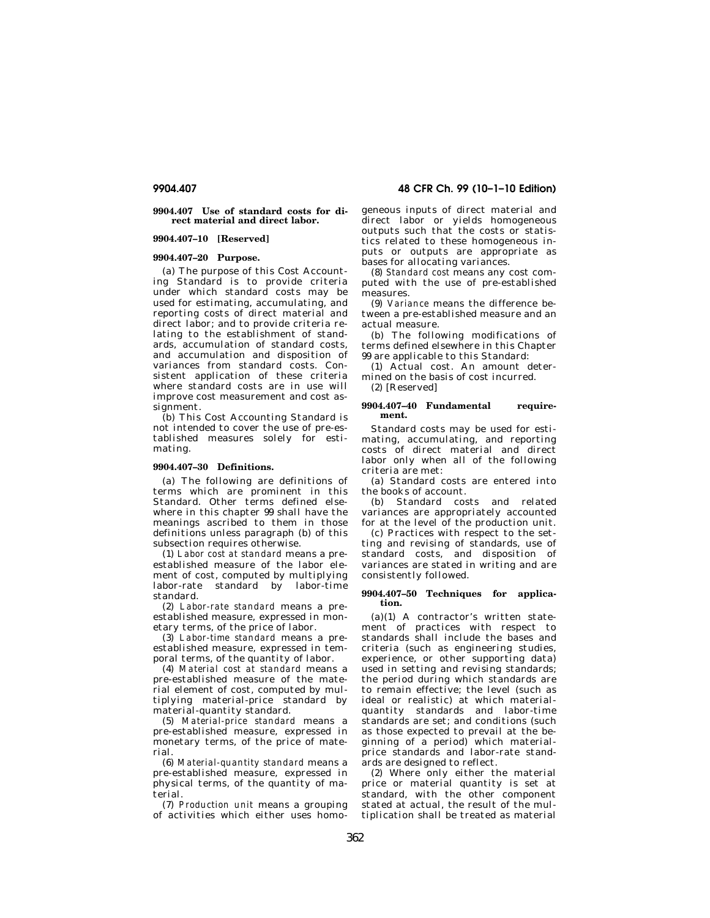### 9904.407 Use of standard costs for direct material and direct labor.

### 9904.407–10 [Reserved]

### 9904.407–20 Purpose.

(a) The purpose of this Cost Accounting Standard is to provide criteria under which standard costs may be used for estimating, accumulating, and reporting costs of direct material and direct labor; and to provide criteria relating to the establishment of standards, accumulation of standard costs, and accumulation and disposition of variances from standard costs. Consistent application of these criteria where standard costs are in use will improve cost measurement and cost assignment.

(b) This Cost Accounting Standard is not intended to cover the use of pre-established measures solely for estimating.

### 9904.407–30 Definitions.

(a) The following are definitions of terms which are prominent in this Standard. Other terms defined elsewhere in this chapter 99 shall have the meanings ascribed to them in those definitions unless paragraph (b) of this subsection requires otherwise.

(1) *Labor cost at standard* means a pre-established measure of the labor element of cost, computed by multiplying labor-rate standard by labor-time standard.

(2) *Labor-rate standard* means a pre-established measure, expressed in monetary terms, of the price of labor.

(3) *Labor-time standard* means a pre-established measure, expressed in temporal terms, of the quantity of labor.

(4) *Material cost at standard* means a pre-established measure of the material element of cost, computed by multiplying material-price standard by material-quantity standard.

(5) *Material-price standard* means a pre-established measure, expressed in monetary terms, of the price of material.

(6) *Material-quantity standard* means a pre-established measure, expressed in physical terms, of the quantity of material.

(7) *Production unit* means a grouping of activities which either uses homogeneous inputs of direct material and direct labor or yields homogeneous outputs such that the costs or statistics related to these homogeneous inputs or outputs are appropriate as bases for allocating variances.

(8) *Standard cost* means any cost computed with the use of pre-established measures.

(9) *Variance* means the difference between a pre-established measure and an actual measure.

(b) The following modifications of terms defined elsewhere in this Chapter 99 are applicable to this Standard:

(1) Actual cost. An amount determined on the basis of cost incurred.

(2) [Reserved]

### 9904.407–40 Fundamental requirement.

Standard costs may be used for estimating, accumulating, and reporting costs of direct material and direct labor only when all of the following criteria are met:

(a) Standard costs are entered into the books of account.

(b) Standard costs and related variances are appropriately accounted for at the level of the production unit.

(c) Practices with respect to the setting and revising of standards, use of standard costs, and disposition of variances are stated in writing and are consistently followed.

### 9904.407–50 Techniques for application.

(a)(1) A contractor's written statement of practices with respect to standards shall include the bases and criteria (such as engineering studies, experience, or other supporting data) used in setting and revising standards; the period during which standards are to remain effective; the level (such as ideal or realistic) at which material-quantity standards and labor-time standards are set; and conditions (such as those expected to prevail at the beginning of a period) which material-price standards and labor-rate standards are designed to reflect.

(2) Where only either the material price or material quantity is set at standard, with the other component stated at actual, the result of the multiplication shall be treated as material